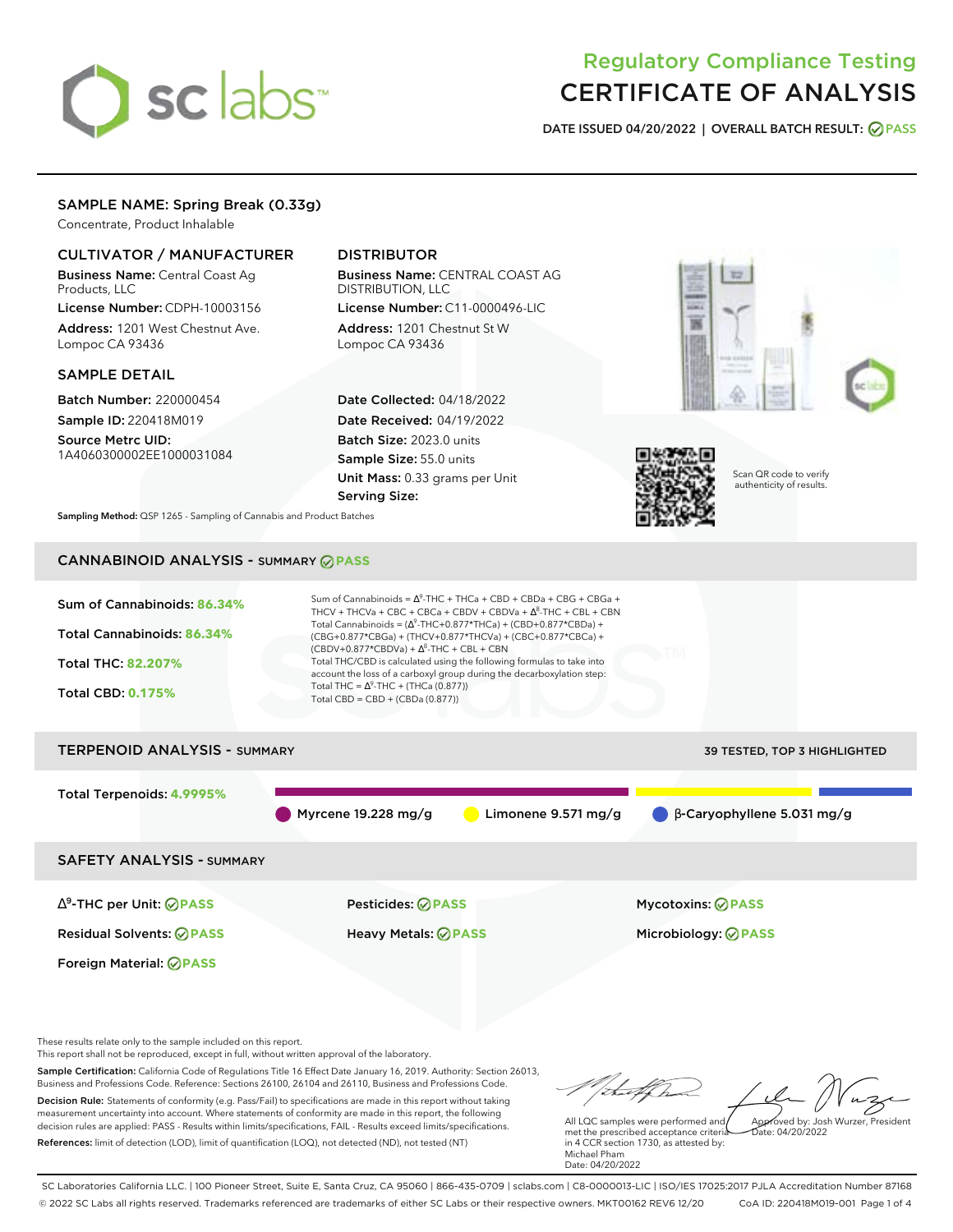# Regulatory Compliance Testing
# CERTIFICATE OF ANALYSIS

**DATE ISSUED 04/20/2022 | OVERALL BATCH RESULT: PASS**

## SAMPLE NAME: Spring Break (0.33g)

Concentrate, Product Inhalable

### CULTIVATOR / MANUFACTURER

**Business Name:** Central Coast Ag Products, LLC

**License Number:** CDPH-10003156

**Address:** 1201 West Chestnut Ave. Lompoc CA 93436

### DISTRIBUTOR

**Business Name:** CENTRAL COAST AG DISTRIBUTION, LLC

**License Number:** C11-0000496-LIC

**Address:** 1201 Chestnut St W Lompoc CA 93436

### SAMPLE DETAIL

**Batch Number:** 220000454

**Sample ID:** 220418M019

**Source Metrc UID:** 1A4060300002EE1000031084

**Date Collected:** 04/18/2022

**Date Received:** 04/19/2022

**Batch Size:** 2023.0 units

**Sample Size:** 55.0 units

**Unit Mass:** 0.33 grams per Unit

**Serving Size:**

Scan QR code to verify authenticity of results.

**Sampling Method:** QSP 1265 - Sampling of Cannabis and Product Batches

## CANNABINOID ANALYSIS - SUMMARY PASS

**Sum of Cannabinoids: 86.34%**

**Total Cannabinoids: 86.34%**

**Total THC: 82.207%**

**Total CBD: 0.175%**

Sum of Cannabinoids = $\Delta^9$-THC + THCa + CBD + CBDa + CBG + CBGa + THCV + THCVa + CBC + CBCa + CBDV + CBDVa + $\Delta^8$-THC + CBL + CBN

Total Cannabinoids = ($\Delta^9$-THC+0.877*THCa) + (CBD+0.877*CBDa) + (CBG+0.877*CBGa) + (THCV+0.877*THCVa) + (CBC+0.877*CBCa) + (CBDV+0.877*CBDVa) + $\Delta^8$-THC + CBL + CBN

Total THC/CBD is calculated using the following formulas to take into account the loss of a carboxyl group during the decarboxylation step:

Total THC = $\Delta^9$-THC + (THCa (0.877))

Total CBD = CBD + (CBDa (0.877))

## TERPENOID ANALYSIS - SUMMARY

39 TESTED, TOP 3 HIGHLIGHTED

**Total Terpenoids: 4.9995%**

Myrcene 19.228 mg/g | Limonene 9.571 mg/g | β-Caryophyllene 5.031 mg/g

## SAFETY ANALYSIS - SUMMARY

| | | |
|---|---|---|
| $\Delta^9$-THC per Unit: PASS | Pesticides: PASS | Mycotoxins: PASS |
| Residual Solvents: PASS | Heavy Metals: PASS | Microbiology: PASS |
| Foreign Material: PASS | | |

These results relate only to the sample included on this report.
This report shall not be reproduced, except in full, without written approval of the laboratory.

**Sample Certification:** California Code of Regulations Title 16 Effect Date January 16, 2019. Authority: Section 26013, Business and Professions Code. Reference: Sections 26100, 26104 and 26110, Business and Professions Code.

**Decision Rule:** Statements of conformity (e.g. Pass/Fail) to specifications are made in this report without taking measurement uncertainty into account. Where statements of conformity are made in this report, the following decision rules are applied: PASS - Results within limits/specifications, FAIL - Results exceed limits/specifications.

**References:** limit of detection (LOD), limit of quantification (LOQ), not detected (ND), not tested (NT)

All LQC samples were performed and met the prescribed acceptance criteria in 4 CCR section 1730, as attested by: Michael Pham
Date: 04/20/2022

Approved by: Josh Wurzer, President
Date: 04/20/2022

SC Laboratories California LLC. | 100 Pioneer Street, Suite E, Santa Cruz, CA 95060 | 866-435-0709 | sclabs.com | C8-0000013-LIC | ISO/IES 17025:2017 PJLA Accreditation Number 87168
© 2022 SC Labs all rights reserved. Trademarks referenced are trademarks of either SC Labs or their respective owners. MKT00162 REV6 12/20 CoA ID: 220418M019-001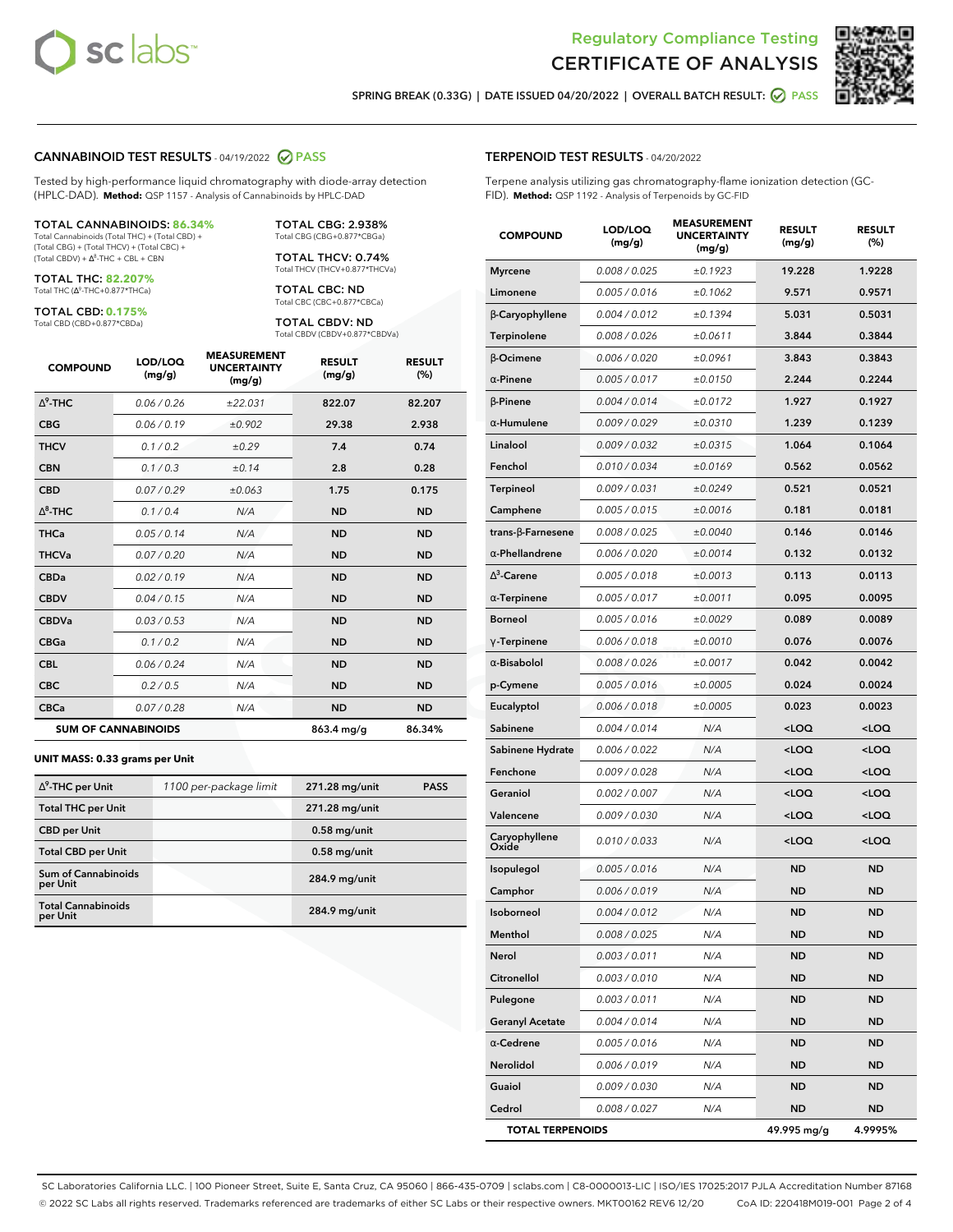Regulatory Compliance Testing
# CERTIFICATE OF ANALYSIS

SPRING BREAK (0.33G) | DATE ISSUED 04/20/2022 | OVERALL BATCH RESULT: PASS

## CANNABINOID TEST RESULTS - 04/19/2022 PASS

Tested by high-performance liquid chromatography with diode-array detection (HPLC-DAD). **Method:** QSP 1157 - Analysis of Cannabinoids by HPLC-DAD

**TOTAL CANNABINOIDS: 86.34%**
Total Cannabinoids (Total THC) + (Total CBD) + (Total CBG) + (Total THCV) + (Total CBC) + (Total CBDV) + Δ8-THC + CBL + CBN

**TOTAL THC: 82.207%**
Total THC (Δ9-THC+0.877*THCa)

**TOTAL CBD: 0.175%**
Total CBD (CBD+0.877*CBDa)

**TOTAL CBG: 2.938%**
Total CBG (CBG+0.877*CBGa)

**TOTAL THCV: 0.74%**
Total THCV (THCV+0.877*THCVa)

**TOTAL CBC: ND**
Total CBC (CBC+0.877*CBCa)

**TOTAL CBDV: ND**
Total CBDV (CBDV+0.877*CBDVa)

| COMPOUND | LOD/LOQ (mg/g) | MEASUREMENT UNCERTAINTY (mg/g) | RESULT (mg/g) | RESULT (%) |
|---|---|---|---|---|
| Δ9-THC | 0.06 / 0.26 | ±22.031 | 822.07 | 82.207 |
| CBG | 0.06 / 0.19 | ±0.902 | 29.38 | 2.938 |
| THCV | 0.1 / 0.2 | ±0.29 | 7.4 | 0.74 |
| CBN | 0.1 / 0.3 | ±0.14 | 2.8 | 0.28 |
| CBD | 0.07 / 0.29 | ±0.063 | 1.75 | 0.175 |
| Δ8-THC | 0.1 / 0.4 | N/A | ND | ND |
| THCa | 0.05 / 0.14 | N/A | ND | ND |
| THCVa | 0.07 / 0.20 | N/A | ND | ND |
| CBDa | 0.02 / 0.19 | N/A | ND | ND |
| CBDV | 0.04 / 0.15 | N/A | ND | ND |
| CBDVa | 0.03 / 0.53 | N/A | ND | ND |
| CBGa | 0.1 / 0.2 | N/A | ND | ND |
| CBL | 0.06 / 0.24 | N/A | ND | ND |
| CBC | 0.2 / 0.5 | N/A | ND | ND |
| CBCa | 0.07 / 0.28 | N/A | ND | ND |
| **SUM OF CANNABINOIDS** | | | 863.4 mg/g | 86.34% |

**UNIT MASS: 0.33 grams per Unit**

| | | | |
|---|---|---|---|
| Δ9-THC per Unit | 1100 per-package limit | 271.28 mg/unit | PASS |
| Total THC per Unit | | 271.28 mg/unit | |
| CBD per Unit | | 0.58 mg/unit | |
| Total CBD per Unit | | 0.58 mg/unit | |
| Sum of Cannabinoids per Unit | | 284.9 mg/unit | |
| Total Cannabinoids per Unit | | 284.9 mg/unit | |

## TERPENOID TEST RESULTS - 04/20/2022

Terpene analysis utilizing gas chromatography-flame ionization detection (GC-FID). **Method:** QSP 1192 - Analysis of Terpenoids by GC-FID

| COMPOUND | LOD/LOQ (mg/g) | MEASUREMENT UNCERTAINTY (mg/g) | RESULT (mg/g) | RESULT (%) |
|---|---|---|---|---|
| Myrcene | 0.008 / 0.025 | ±0.1923 | 19.228 | 1.9228 |
| Limonene | 0.005 / 0.016 | ±0.1062 | 9.571 | 0.9571 |
| β-Caryophyllene | 0.004 / 0.012 | ±0.1394 | 5.031 | 0.5031 |
| Terpinolene | 0.008 / 0.026 | ±0.0611 | 3.844 | 0.3844 |
| β-Ocimene | 0.006 / 0.020 | ±0.0961 | 3.843 | 0.3843 |
| α-Pinene | 0.005 / 0.017 | ±0.0150 | 2.244 | 0.2244 |
| β-Pinene | 0.004 / 0.014 | ±0.0172 | 1.927 | 0.1927 |
| α-Humulene | 0.009 / 0.029 | ±0.0310 | 1.239 | 0.1239 |
| Linalool | 0.009 / 0.032 | ±0.0315 | 1.064 | 0.1064 |
| Fenchol | 0.010 / 0.034 | ±0.0169 | 0.562 | 0.0562 |
| Terpineol | 0.009 / 0.031 | ±0.0249 | 0.521 | 0.0521 |
| Camphene | 0.005 / 0.015 | ±0.0016 | 0.181 | 0.0181 |
| trans-β-Farnesene | 0.008 / 0.025 | ±0.0040 | 0.146 | 0.0146 |
| α-Phellandrene | 0.006 / 0.020 | ±0.0014 | 0.132 | 0.0132 |
| Δ3-Carene | 0.005 / 0.018 | ±0.0013 | 0.113 | 0.0113 |
| α-Terpinene | 0.005 / 0.017 | ±0.0011 | 0.095 | 0.0095 |
| Borneol | 0.005 / 0.016 | ±0.0029 | 0.089 | 0.0089 |
| γ-Terpinene | 0.006 / 0.018 | ±0.0010 | 0.076 | 0.0076 |
| α-Bisabolol | 0.008 / 0.026 | ±0.0017 | 0.042 | 0.0042 |
| p-Cymene | 0.005 / 0.016 | ±0.0005 | 0.024 | 0.0024 |
| Eucalyptol | 0.006 / 0.018 | ±0.0005 | 0.023 | 0.0023 |
| Sabinene | 0.004 / 0.014 | N/A | <LOQ | <LOQ |
| Sabinene Hydrate | 0.006 / 0.022 | N/A | <LOQ | <LOQ |
| Fenchone | 0.009 / 0.028 | N/A | <LOQ | <LOQ |
| Geraniol | 0.002 / 0.007 | N/A | <LOQ | <LOQ |
| Valencene | 0.009 / 0.030 | N/A | <LOQ | <LOQ |
| Caryophyllene Oxide | 0.010 / 0.033 | N/A | <LOQ | <LOQ |
| Isopulegol | 0.005 / 0.016 | N/A | ND | ND |
| Camphor | 0.006 / 0.019 | N/A | ND | ND |
| Isoborneol | 0.004 / 0.012 | N/A | ND | ND |
| Menthol | 0.008 / 0.025 | N/A | ND | ND |
| Nerol | 0.003 / 0.011 | N/A | ND | ND |
| Citronellol | 0.003 / 0.010 | N/A | ND | ND |
| Pulegone | 0.003 / 0.011 | N/A | ND | ND |
| Geranyl Acetate | 0.004 / 0.014 | N/A | ND | ND |
| α-Cedrene | 0.005 / 0.016 | N/A | ND | ND |
| Nerolidol | 0.006 / 0.019 | N/A | ND | ND |
| Guaiol | 0.009 / 0.030 | N/A | ND | ND |
| Cedrol | 0.008 / 0.027 | N/A | ND | ND |
| **TOTAL TERPENOIDS** | | | 49.995 mg/g | 4.9995% |

SC Laboratories California LLC. | 100 Pioneer Street, Suite E, Santa Cruz, CA 95060 | 866-435-0709 | sclabs.com | C8-0000013-LIC | ISO/IES 17025:2017 PJLA Accreditation Number 87168
© 2022 SC Labs all rights reserved. Trademarks referenced are trademarks of either SC Labs or their respective owners. MKT00162 REV6 12/20 CoA ID: 220418M019-001